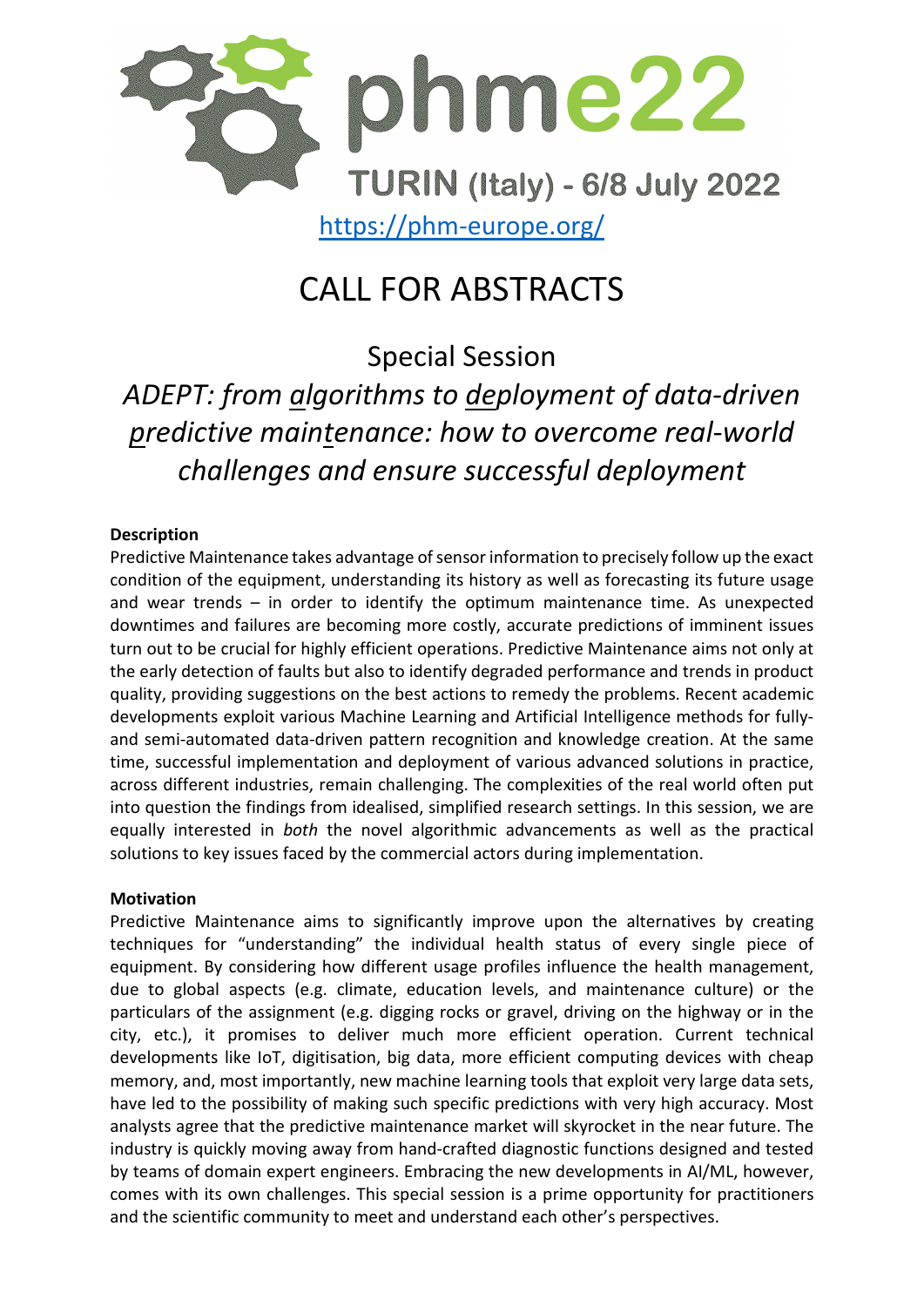# phme22

TURIN (Italy) - 6/8 July 2022

https://phm-europe.org/

# CALL FOR ABSTRACTS

## Special Session

## *ADEPT: from algorithms to deployment of data-driven predictive maintenance: how to overcome real-world challenges and ensure successful deployment*

**Description**

Predictive Maintenance takes advantage of sensor information to precisely follow up the exact condition of the equipment, understanding its history as well as forecasting its future usage and wear trends – in order to identify the optimum maintenance time. As unexpected downtimes and failures are becoming more costly, accurate predictions of imminent issues turn out to be crucial for highly efficient operations. Predictive Maintenance aims not only at the early detection of faults but also to identify degraded performance and trends in product quality, providing suggestions on the best actions to remedy the problems. Recent academic developments exploit various Machine Learning and Artificial Intelligence methods for fully- and semi-automated data-driven pattern recognition and knowledge creation. At the same time, successful implementation and deployment of various advanced solutions in practice, across different industries, remain challenging. The complexities of the real world often put into question the findings from idealised, simplified research settings. In this session, we are equally interested in *both* the novel algorithmic advancements as well as the practical solutions to key issues faced by the commercial actors during implementation.

**Motivation**

Predictive Maintenance aims to significantly improve upon the alternatives by creating techniques for "understanding" the individual health status of every single piece of equipment. By considering how different usage profiles influence the health management, due to global aspects (e.g. climate, education levels, and maintenance culture) or the particulars of the assignment (e.g. digging rocks or gravel, driving on the highway or in the city, etc.), it promises to deliver much more efficient operation. Current technical developments like IoT, digitisation, big data, more efficient computing devices with cheap memory, and, most importantly, new machine learning tools that exploit very large data sets, have led to the possibility of making such specific predictions with very high accuracy. Most analysts agree that the predictive maintenance market will skyrocket in the near future. The industry is quickly moving away from hand-crafted diagnostic functions designed and tested by teams of domain expert engineers. Embracing the new developments in AI/ML, however, comes with its own challenges. This special session is a prime opportunity for practitioners and the scientific community to meet and understand each other's perspectives.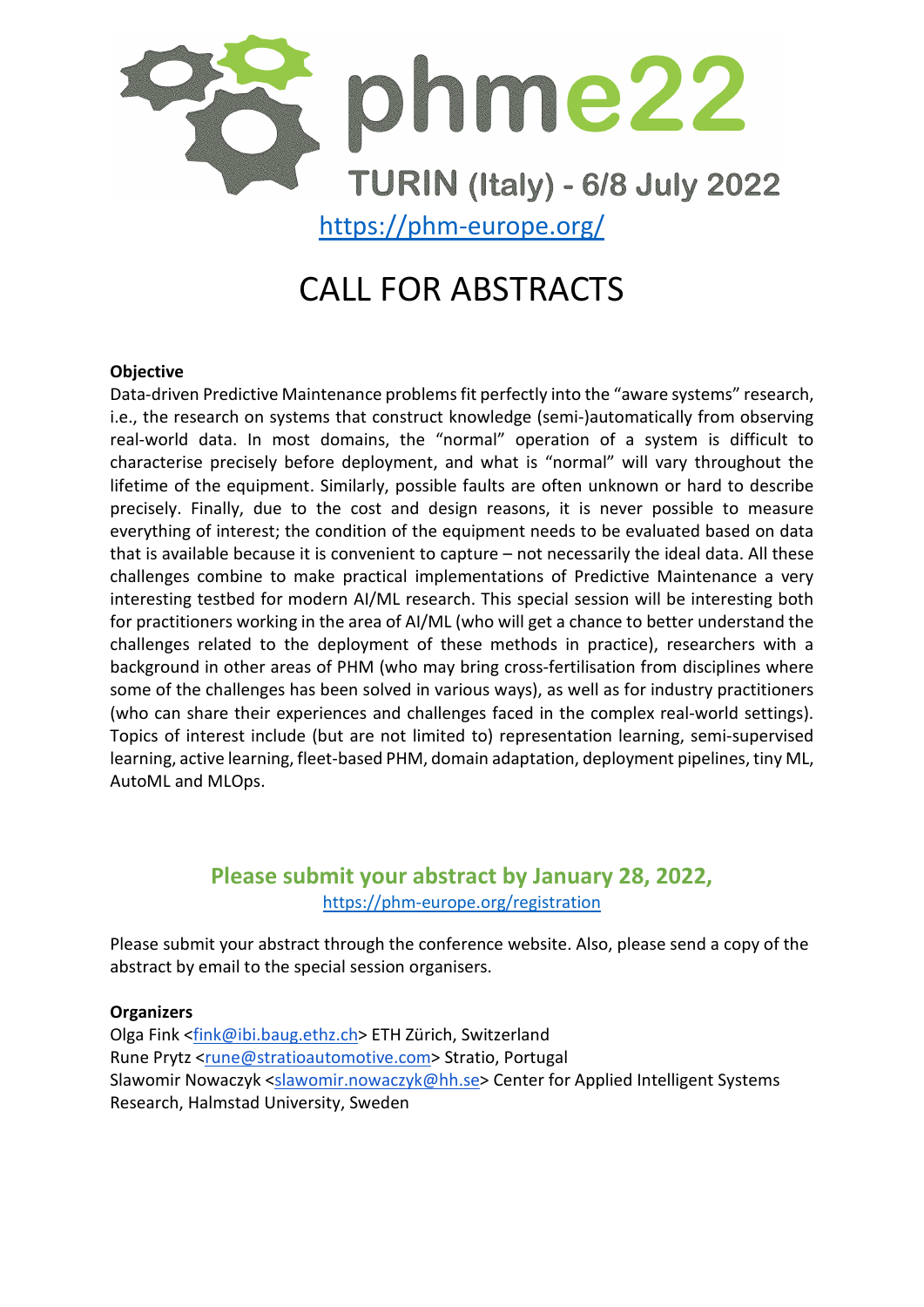# phme22

TURIN (Italy) - 6/8 July 2022

https://phm-europe.org/

# CALL FOR ABSTRACTS

**Objective**

Data-driven Predictive Maintenance problems fit perfectly into the "aware systems" research, i.e., the research on systems that construct knowledge (semi-)automatically from observing real-world data. In most domains, the "normal" operation of a system is difficult to characterise precisely before deployment, and what is "normal" will vary throughout the lifetime of the equipment. Similarly, possible faults are often unknown or hard to describe precisely. Finally, due to the cost and design reasons, it is never possible to measure everything of interest; the condition of the equipment needs to be evaluated based on data that is available because it is convenient to capture – not necessarily the ideal data. All these challenges combine to make practical implementations of Predictive Maintenance a very interesting testbed for modern AI/ML research. This special session will be interesting both for practitioners working in the area of AI/ML (who will get a chance to better understand the challenges related to the deployment of these methods in practice), researchers with a background in other areas of PHM (who may bring cross-fertilisation from disciplines where some of the challenges has been solved in various ways), as well as for industry practitioners (who can share their experiences and challenges faced in the complex real-world settings). Topics of interest include (but are not limited to) representation learning, semi-supervised learning, active learning, fleet-based PHM, domain adaptation, deployment pipelines, tiny ML, AutoML and MLOps.

## Please submit your abstract by January 28, 2022,

https://phm-europe.org/registration

Please submit your abstract through the conference website. Also, please send a copy of the abstract by email to the special session organisers.

**Organizers**

Olga Fink <fink@ibi.baug.ethz.ch> ETH Zürich, Switzerland
Rune Prytz <rune@stratioautomotive.com> Stratio, Portugal
Slawomir Nowaczyk <slawomir.nowaczyk@hh.se> Center for Applied Intelligent Systems Research, Halmstad University, Sweden